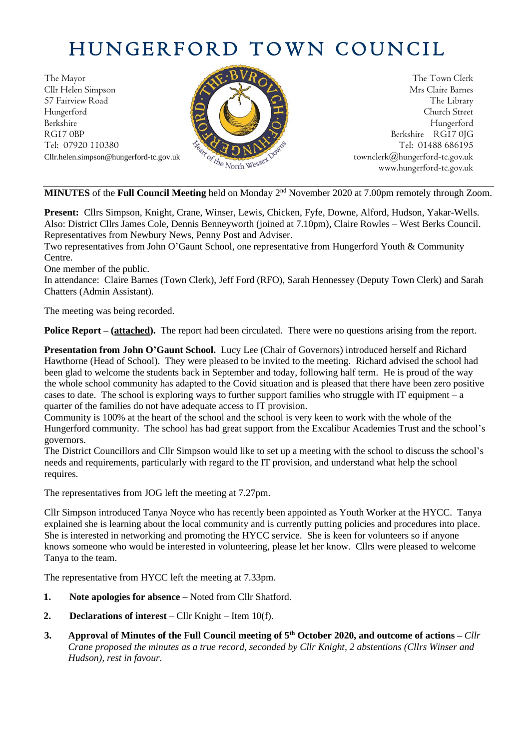# HUNGERFORD TOWN COUNCIL

The Mayor
Cllr Helen Simpson
57 Fairview Road
Hungerford
Berkshire
RG17 0BP
Tel: 07920 110380
Cllr.helen.simpson@hungerford-tc.gov.uk

The Town Clerk
Mrs Claire Barnes
The Library
Church Street
Hungerford
Berkshire RG17 0JG
Tel: 01488 686195
townclerk@hungerford-tc.gov.uk
www.hungerford-tc.gov.uk

**MINUTES** of the **Full Council Meeting** held on Monday 2nd November 2020 at 7.00pm remotely through Zoom.

**Present:** Cllrs Simpson, Knight, Crane, Winser, Lewis, Chicken, Fyfe, Downe, Alford, Hudson, Yakar-Wells.
Also: District Cllrs James Cole, Dennis Benneyworth (joined at 7.10pm), Claire Rowles – West Berks Council. Representatives from Newbury News, Penny Post and Adviser.
Two representatives from John O'Gaunt School, one representative from Hungerford Youth & Community Centre.
One member of the public.
In attendance: Claire Barnes (Town Clerk), Jeff Ford (RFO), Sarah Hennessey (Deputy Town Clerk) and Sarah Chatters (Admin Assistant).

The meeting was being recorded.

**Police Report – (attached).** The report had been circulated. There were no questions arising from the report.

**Presentation from John O'Gaunt School.** Lucy Lee (Chair of Governors) introduced herself and Richard Hawthorne (Head of School). They were pleased to be invited to the meeting. Richard advised the school had been glad to welcome the students back in September and today, following half term. He is proud of the way the whole school community has adapted to the Covid situation and is pleased that there have been zero positive cases to date. The school is exploring ways to further support families who struggle with IT equipment – a quarter of the families do not have adequate access to IT provision.
Community is 100% at the heart of the school and the school is very keen to work with the whole of the Hungerford community. The school has had great support from the Excalibur Academies Trust and the school's governors.
The District Councillors and Cllr Simpson would like to set up a meeting with the school to discuss the school's needs and requirements, particularly with regard to the IT provision, and understand what help the school requires.

The representatives from JOG left the meeting at 7.27pm.

Cllr Simpson introduced Tanya Noyce who has recently been appointed as Youth Worker at the HYCC. Tanya explained she is learning about the local community and is currently putting policies and procedures into place. She is interested in networking and promoting the HYCC service. She is keen for volunteers so if anyone knows someone who would be interested in volunteering, please let her know. Cllrs were pleased to welcome Tanya to the team.

The representative from HYCC left the meeting at 7.33pm.

1. **Note apologies for absence –** Noted from Cllr Shatford.
2. **Declarations of interest** – Cllr Knight – Item 10(f).
3. **Approval of Minutes of the Full Council meeting of 5th October 2020, and outcome of actions –** *Cllr Crane proposed the minutes as a true record, seconded by Cllr Knight, 2 abstentions (Cllrs Winser and Hudson), rest in favour.*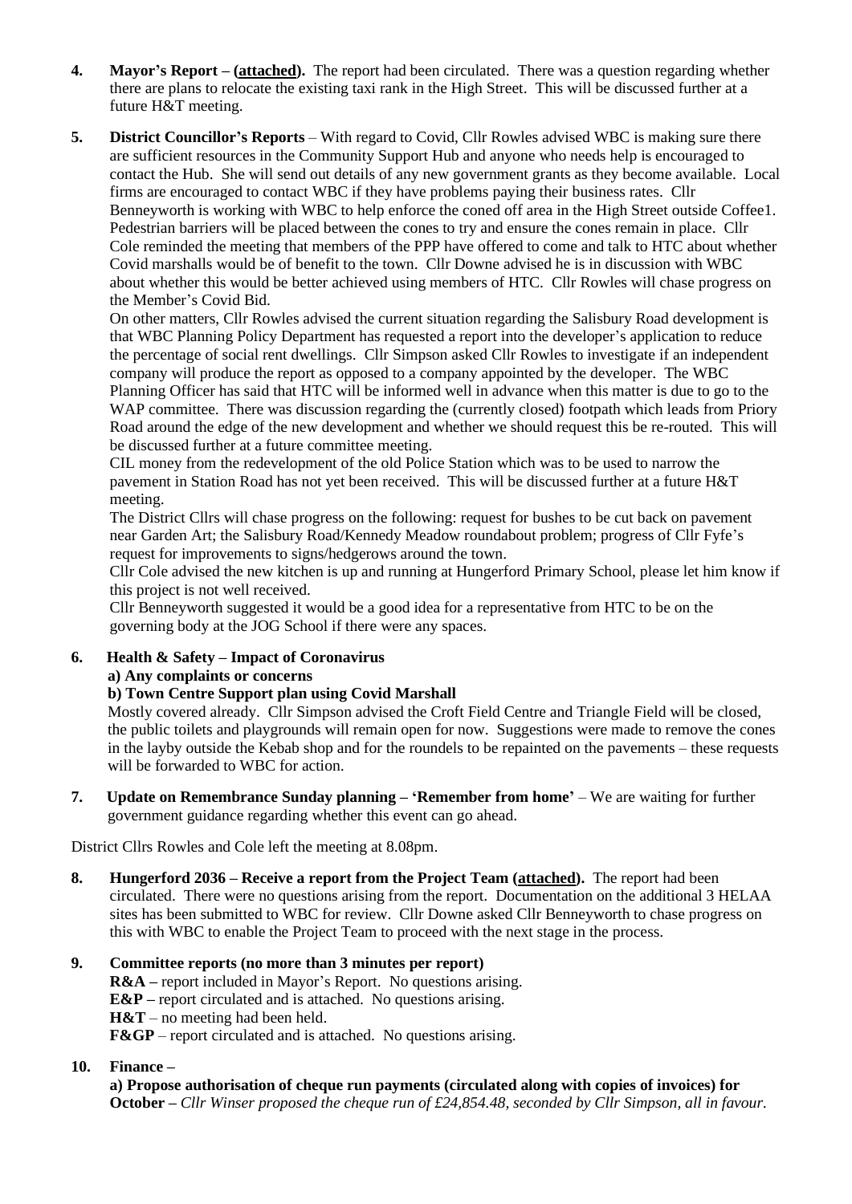**4. Mayor's Report – (attached).** The report had been circulated. There was a question regarding whether there are plans to relocate the existing taxi rank in the High Street. This will be discussed further at a future H&T meeting.

**5. District Councillor's Reports** – With regard to Covid, Cllr Rowles advised WBC is making sure there are sufficient resources in the Community Support Hub and anyone who needs help is encouraged to contact the Hub. She will send out details of any new government grants as they become available. Local firms are encouraged to contact WBC if they have problems paying their business rates. Cllr Benneyworth is working with WBC to help enforce the coned off area in the High Street outside Coffee1. Pedestrian barriers will be placed between the cones to try and ensure the cones remain in place. Cllr Cole reminded the meeting that members of the PPP have offered to come and talk to HTC about whether Covid marshalls would be of benefit to the town. Cllr Downe advised he is in discussion with WBC about whether this would be better achieved using members of HTC. Cllr Rowles will chase progress on the Member's Covid Bid.

On other matters, Cllr Rowles advised the current situation regarding the Salisbury Road development is that WBC Planning Policy Department has requested a report into the developer's application to reduce the percentage of social rent dwellings. Cllr Simpson asked Cllr Rowles to investigate if an independent company will produce the report as opposed to a company appointed by the developer. The WBC Planning Officer has said that HTC will be informed well in advance when this matter is due to go to the WAP committee. There was discussion regarding the (currently closed) footpath which leads from Priory Road around the edge of the new development and whether we should request this be re-routed. This will be discussed further at a future committee meeting.

CIL money from the redevelopment of the old Police Station which was to be used to narrow the pavement in Station Road has not yet been received. This will be discussed further at a future H&T meeting.

The District Cllrs will chase progress on the following: request for bushes to be cut back on pavement near Garden Art; the Salisbury Road/Kennedy Meadow roundabout problem; progress of Cllr Fyfe's request for improvements to signs/hedgerows around the town.

Cllr Cole advised the new kitchen is up and running at Hungerford Primary School, please let him know if this project is not well received.

Cllr Benneyworth suggested it would be a good idea for a representative from HTC to be on the governing body at the JOG School if there were any spaces.

**6. Health & Safety – Impact of Coronavirus**

**a) Any complaints or concerns**

**b) Town Centre Support plan using Covid Marshall**

Mostly covered already. Cllr Simpson advised the Croft Field Centre and Triangle Field will be closed, the public toilets and playgrounds will remain open for now. Suggestions were made to remove the cones in the layby outside the Kebab shop and for the roundels to be repainted on the pavements – these requests will be forwarded to WBC for action.

**7. Update on Remembrance Sunday planning – 'Remember from home'** – We are waiting for further government guidance regarding whether this event can go ahead.

District Cllrs Rowles and Cole left the meeting at 8.08pm.

**8. Hungerford 2036 – Receive a report from the Project Team (attached).** The report had been circulated. There were no questions arising from the report. Documentation on the additional 3 HELAA sites has been submitted to WBC for review. Cllr Downe asked Cllr Benneyworth to chase progress on this with WBC to enable the Project Team to proceed with the next stage in the process.

**9. Committee reports (no more than 3 minutes per report)**

**R&A –** report included in Mayor's Report. No questions arising.
**E&P –** report circulated and is attached. No questions arising.
**H&T** – no meeting had been held.
**F&GP** – report circulated and is attached. No questions arising.

**10. Finance –**

**a) Propose authorisation of cheque run payments (circulated along with copies of invoices) for October –** *Cllr Winser proposed the cheque run of £24,854.48, seconded by Cllr Simpson, all in favour.*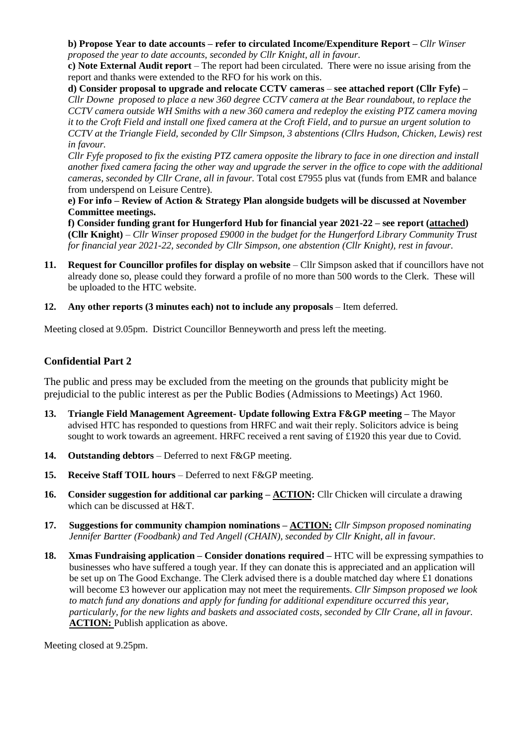**b) Propose Year to date accounts – refer to circulated Income/Expenditure Report –** *Cllr Winser proposed the year to date accounts, seconded by Cllr Knight, all in favour.*

**c) Note External Audit report** – The report had been circulated. There were no issue arising from the report and thanks were extended to the RFO for his work on this.

**d) Consider proposal to upgrade and relocate CCTV cameras** – **see attached report (Cllr Fyfe) –** *Cllr Downe proposed to place a new 360 degree CCTV camera at the Bear roundabout, to replace the CCTV camera outside WH Smiths with a new 360 camera and redeploy the existing PTZ camera moving it to the Croft Field and install one fixed camera at the Croft Field, and to pursue an urgent solution to CCTV at the Triangle Field, seconded by Cllr Simpson, 3 abstentions (Cllrs Hudson, Chicken, Lewis) rest in favour.*

*Cllr Fyfe proposed to fix the existing PTZ camera opposite the library to face in one direction and install another fixed camera facing the other way and upgrade the server in the office to cope with the additional cameras, seconded by Cllr Crane, all in favour.* Total cost £7955 plus vat (funds from EMR and balance from underspend on Leisure Centre).

**e) For info – Review of Action & Strategy Plan alongside budgets will be discussed at November Committee meetings.**

**f) Consider funding grant for Hungerford Hub for financial year 2021-22 – see report (attached) (Cllr Knight)** – *Cllr Winser proposed £9000 in the budget for the Hungerford Library Community Trust for financial year 2021-22, seconded by Cllr Simpson, one abstention (Cllr Knight), rest in favour.*

11. **Request for Councillor profiles for display on website** – Cllr Simpson asked that if councillors have not already done so, please could they forward a profile of no more than 500 words to the Clerk. These will be uploaded to the HTC website.

12. **Any other reports (3 minutes each) not to include any proposals** – Item deferred.

Meeting closed at 9.05pm. District Councillor Benneyworth and press left the meeting.

## Confidential Part 2

The public and press may be excluded from the meeting on the grounds that publicity might be prejudicial to the public interest as per the Public Bodies (Admissions to Meetings) Act 1960.

13. **Triangle Field Management Agreement- Update following Extra F&GP meeting –** The Mayor advised HTC has responded to questions from HRFC and wait their reply. Solicitors advice is being sought to work towards an agreement. HRFC received a rent saving of £1920 this year due to Covid.

14. **Outstanding debtors** – Deferred to next F&GP meeting.

15. **Receive Staff TOIL hours** – Deferred to next F&GP meeting.

16. **Consider suggestion for additional car parking – ACTION:** Cllr Chicken will circulate a drawing which can be discussed at H&T.

17. **Suggestions for community champion nominations – ACTION:** *Cllr Simpson proposed nominating Jennifer Bartter (Foodbank) and Ted Angell (CHAIN), seconded by Cllr Knight, all in favour.*

18. **Xmas Fundraising application – Consider donations required –** HTC will be expressing sympathies to businesses who have suffered a tough year. If they can donate this is appreciated and an application will be set up on The Good Exchange. The Clerk advised there is a double matched day where £1 donations will become £3 however our application may not meet the requirements. *Cllr Simpson proposed we look to match fund any donations and apply for funding for additional expenditure occurred this year, particularly, for the new lights and baskets and associated costs, seconded by Cllr Crane, all in favour.* **ACTION:** Publish application as above.

Meeting closed at 9.25pm.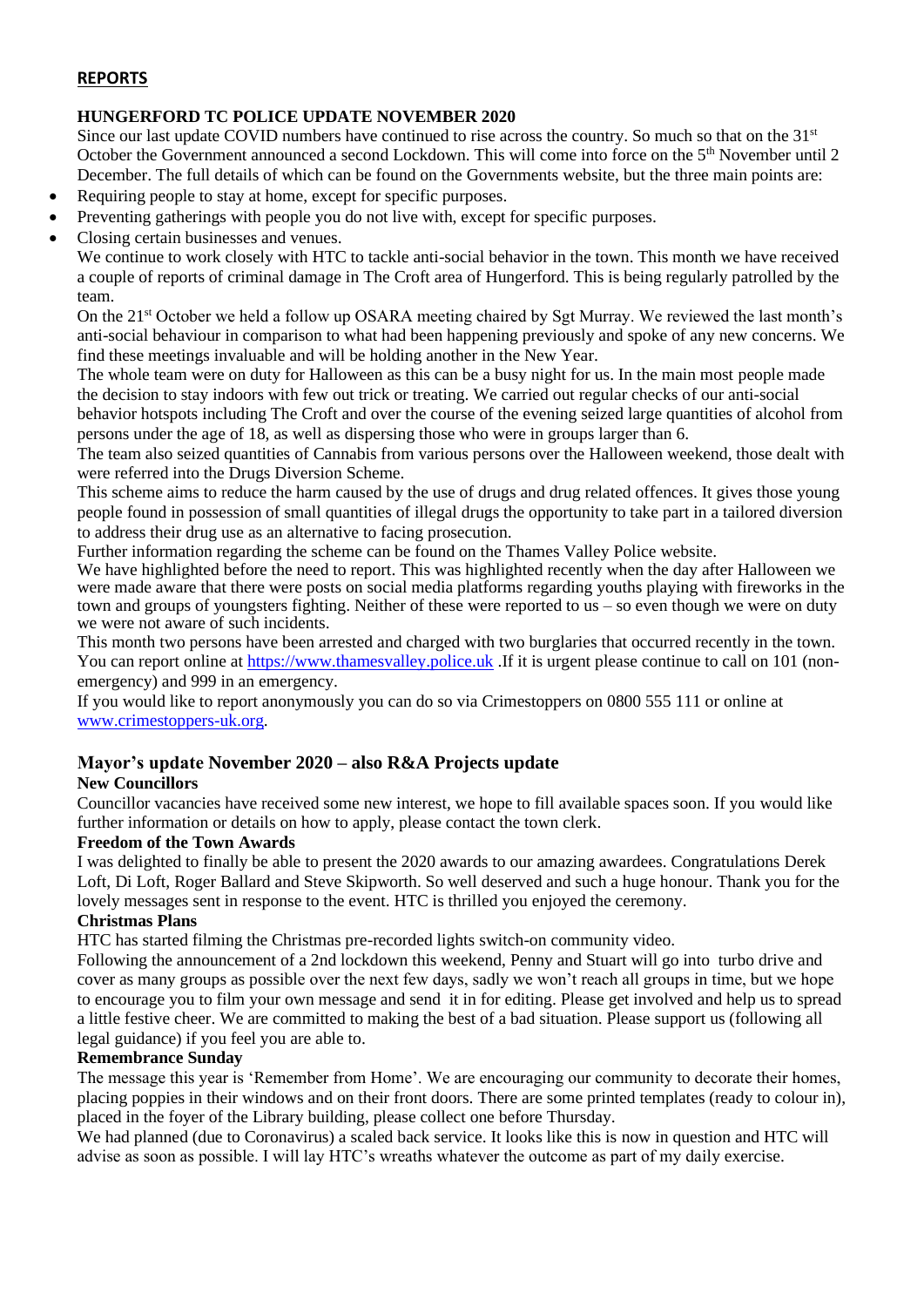## REPORTS

### HUNGERFORD TC POLICE UPDATE NOVEMBER 2020

Since our last update COVID numbers have continued to rise across the country. So much so that on the 31st October the Government announced a second Lockdown. This will come into force on the 5th November until 2 December. The full details of which can be found on the Governments website, but the three main points are:

- Requiring people to stay at home, except for specific purposes.
- Preventing gatherings with people you do not live with, except for specific purposes.
- Closing certain businesses and venues.

We continue to work closely with HTC to tackle anti-social behavior in the town. This month we have received a couple of reports of criminal damage in The Croft area of Hungerford. This is being regularly patrolled by the team.

On the 21st October we held a follow up OSARA meeting chaired by Sgt Murray. We reviewed the last month's anti-social behaviour in comparison to what had been happening previously and spoke of any new concerns. We find these meetings invaluable and will be holding another in the New Year.

The whole team were on duty for Halloween as this can be a busy night for us. In the main most people made the decision to stay indoors with few out trick or treating. We carried out regular checks of our anti-social behavior hotspots including The Croft and over the course of the evening seized large quantities of alcohol from persons under the age of 18, as well as dispersing those who were in groups larger than 6.

The team also seized quantities of Cannabis from various persons over the Halloween weekend, those dealt with were referred into the Drugs Diversion Scheme.

This scheme aims to reduce the harm caused by the use of drugs and drug related offences. It gives those young people found in possession of small quantities of illegal drugs the opportunity to take part in a tailored diversion to address their drug use as an alternative to facing prosecution.

Further information regarding the scheme can be found on the Thames Valley Police website.

We have highlighted before the need to report. This was highlighted recently when the day after Halloween we were made aware that there were posts on social media platforms regarding youths playing with fireworks in the town and groups of youngsters fighting. Neither of these were reported to us – so even though we were on duty we were not aware of such incidents.

This month two persons have been arrested and charged with two burglaries that occurred recently in the town. You can report online at https://www.thamesvalley.police.uk .If it is urgent please continue to call on 101 (non-emergency) and 999 in an emergency.

If you would like to report anonymously you can do so via Crimestoppers on 0800 555 111 or online at www.crimestoppers-uk.org.

### Mayor's update November 2020 – also R&A Projects update

**New Councillors**

Councillor vacancies have received some new interest, we hope to fill available spaces soon. If you would like further information or details on how to apply, please contact the town clerk.

**Freedom of the Town Awards**

I was delighted to finally be able to present the 2020 awards to our amazing awardees. Congratulations Derek Loft, Di Loft, Roger Ballard and Steve Skipworth. So well deserved and such a huge honour. Thank you for the lovely messages sent in response to the event. HTC is thrilled you enjoyed the ceremony.

**Christmas Plans**

HTC has started filming the Christmas pre-recorded lights switch-on community video.

Following the announcement of a 2nd lockdown this weekend, Penny and Stuart will go into turbo drive and cover as many groups as possible over the next few days, sadly we won't reach all groups in time, but we hope to encourage you to film your own message and send it in for editing. Please get involved and help us to spread a little festive cheer. We are committed to making the best of a bad situation. Please support us (following all legal guidance) if you feel you are able to.

**Remembrance Sunday**

The message this year is 'Remember from Home'. We are encouraging our community to decorate their homes, placing poppies in their windows and on their front doors. There are some printed templates (ready to colour in), placed in the foyer of the Library building, please collect one before Thursday.

We had planned (due to Coronavirus) a scaled back service. It looks like this is now in question and HTC will advise as soon as possible. I will lay HTC's wreaths whatever the outcome as part of my daily exercise.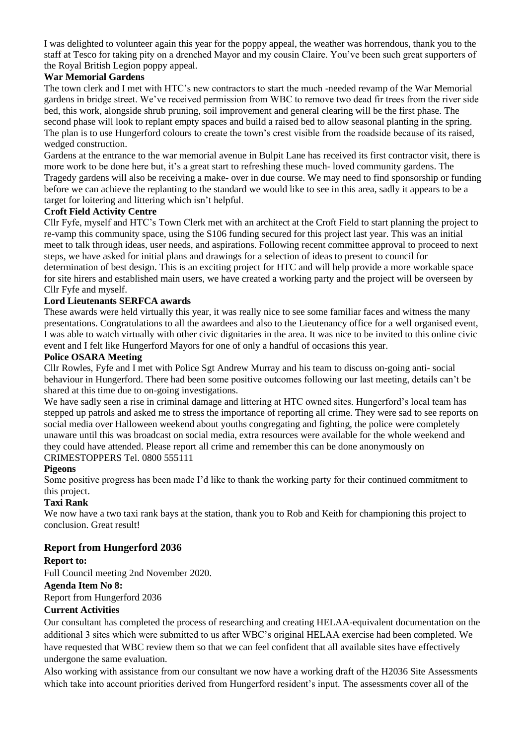I was delighted to volunteer again this year for the poppy appeal, the weather was horrendous, thank you to the staff at Tesco for taking pity on a drenched Mayor and my cousin Claire. You've been such great supporters of the Royal British Legion poppy appeal.

**War Memorial Gardens**

The town clerk and I met with HTC's new contractors to start the much -needed revamp of the War Memorial gardens in bridge street. We've received permission from WBC to remove two dead fir trees from the river side bed, this work, alongside shrub pruning, soil improvement and general clearing will be the first phase. The second phase will look to replant empty spaces and build a raised bed to allow seasonal planting in the spring. The plan is to use Hungerford colours to create the town's crest visible from the roadside because of its raised, wedged construction.

Gardens at the entrance to the war memorial avenue in Bulpit Lane has received its first contractor visit, there is more work to be done here but, it's a great start to refreshing these much- loved community gardens. The Tragedy gardens will also be receiving a make- over in due course. We may need to find sponsorship or funding before we can achieve the replanting to the standard we would like to see in this area, sadly it appears to be a target for loitering and littering which isn't helpful.

**Croft Field Activity Centre**

Cllr Fyfe, myself and HTC's Town Clerk met with an architect at the Croft Field to start planning the project to re-vamp this community space, using the S106 funding secured for this project last year. This was an initial meet to talk through ideas, user needs, and aspirations. Following recent committee approval to proceed to next steps, we have asked for initial plans and drawings for a selection of ideas to present to council for determination of best design. This is an exciting project for HTC and will help provide a more workable space for site hirers and established main users, we have created a working party and the project will be overseen by Cllr Fyfe and myself.

**Lord Lieutenants SERFCA awards**

These awards were held virtually this year, it was really nice to see some familiar faces and witness the many presentations. Congratulations to all the awardees and also to the Lieutenancy office for a well organised event, I was able to watch virtually with other civic dignitaries in the area. It was nice to be invited to this online civic event and I felt like Hungerford Mayors for one of only a handful of occasions this year.

**Police OSARA Meeting**

Cllr Rowles, Fyfe and I met with Police Sgt Andrew Murray and his team to discuss on-going anti- social behaviour in Hungerford. There had been some positive outcomes following our last meeting, details can't be shared at this time due to on-going investigations.

We have sadly seen a rise in criminal damage and littering at HTC owned sites. Hungerford's local team has stepped up patrols and asked me to stress the importance of reporting all crime. They were sad to see reports on social media over Halloween weekend about youths congregating and fighting, the police were completely unaware until this was broadcast on social media, extra resources were available for the whole weekend and they could have attended. Please report all crime and remember this can be done anonymously on CRIMESTOPPERS Tel. 0800 555111

**Pigeons**

Some positive progress has been made I'd like to thank the working party for their continued commitment to this project.

**Taxi Rank**

We now have a two taxi rank bays at the station, thank you to Rob and Keith for championing this project to conclusion. Great result!

## Report from Hungerford 2036

**Report to:**

Full Council meeting 2nd November 2020.

**Agenda Item No 8:**

Report from Hungerford 2036

**Current Activities**

Our consultant has completed the process of researching and creating HELAA-equivalent documentation on the additional 3 sites which were submitted to us after WBC's original HELAA exercise had been completed. We have requested that WBC review them so that we can feel confident that all available sites have effectively undergone the same evaluation.

Also working with assistance from our consultant we now have a working draft of the H2036 Site Assessments which take into account priorities derived from Hungerford resident's input. The assessments cover all of the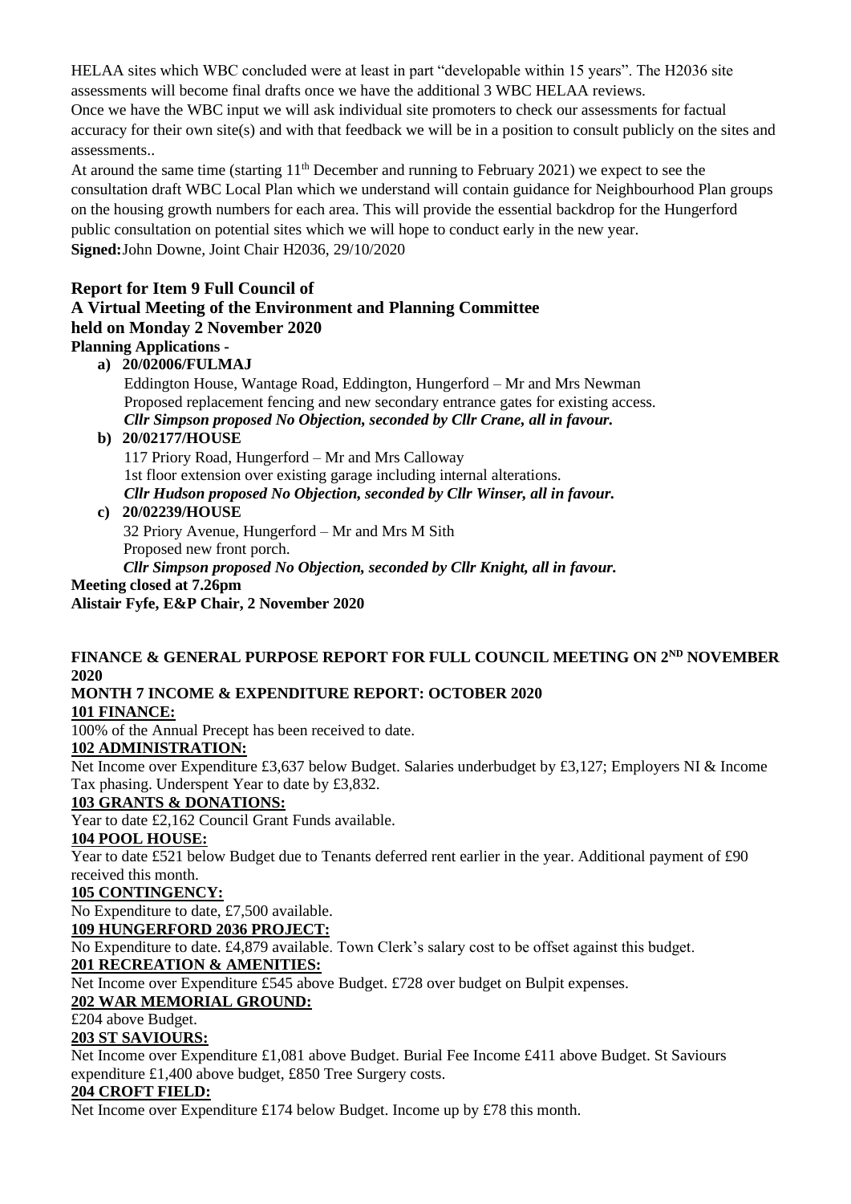HELAA sites which WBC concluded were at least in part "developable within 15 years". The H2036 site assessments will become final drafts once we have the additional 3 WBC HELAA reviews.

Once we have the WBC input we will ask individual site promoters to check our assessments for factual accuracy for their own site(s) and with that feedback we will be in a position to consult publicly on the sites and assessments..

At around the same time (starting 11th December and running to February 2021) we expect to see the consultation draft WBC Local Plan which we understand will contain guidance for Neighbourhood Plan groups on the housing growth numbers for each area. This will provide the essential backdrop for the Hungerford public consultation on potential sites which we will hope to conduct early in the new year.

**Signed:** John Downe, Joint Chair H2036, 29/10/2020

## Report for Item 9 Full Council of A Virtual Meeting of the Environment and Planning Committee held on Monday 2 November 2020

**Planning Applications -**

**a) 20/02006/FULMAJ**
Eddington House, Wantage Road, Eddington, Hungerford – Mr and Mrs Newman
Proposed replacement fencing and new secondary entrance gates for existing access.
***Cllr Simpson proposed No Objection, seconded by Cllr Crane, all in favour.***

**b) 20/02177/HOUSE**
117 Priory Road, Hungerford – Mr and Mrs Calloway
1st floor extension over existing garage including internal alterations.
***Cllr Hudson proposed No Objection, seconded by Cllr Winser, all in favour.***

**c) 20/02239/HOUSE**
32 Priory Avenue, Hungerford – Mr and Mrs M Sith
Proposed new front porch.
***Cllr Simpson proposed No Objection, seconded by Cllr Knight, all in favour.***

**Meeting closed at 7.26pm**
**Alistair Fyfe, E&P Chair, 2 November 2020**

## FINANCE & GENERAL PURPOSE REPORT FOR FULL COUNCIL MEETING ON 2ND NOVEMBER 2020

### MONTH 7 INCOME & EXPENDITURE REPORT: OCTOBER 2020

**101 FINANCE:**

100% of the Annual Precept has been received to date.

**102 ADMINISTRATION:**

Net Income over Expenditure £3,637 below Budget. Salaries underbudget by £3,127; Employers NI & Income Tax phasing. Underspent Year to date by £3,832.

**103 GRANTS & DONATIONS:**

Year to date £2,162 Council Grant Funds available.

**104 POOL HOUSE:**

Year to date £521 below Budget due to Tenants deferred rent earlier in the year. Additional payment of £90 received this month.

**105 CONTINGENCY:**

No Expenditure to date, £7,500 available.

**109 HUNGERFORD 2036 PROJECT:**

No Expenditure to date. £4,879 available. Town Clerk's salary cost to be offset against this budget.

**201 RECREATION & AMENITIES:**

Net Income over Expenditure £545 above Budget. £728 over budget on Bulpit expenses.

**202 WAR MEMORIAL GROUND:**

£204 above Budget.

**203 ST SAVIOURS:**

Net Income over Expenditure £1,081 above Budget. Burial Fee Income £411 above Budget. St Saviours expenditure £1,400 above budget, £850 Tree Surgery costs.

**204 CROFT FIELD:**

Net Income over Expenditure £174 below Budget. Income up by £78 this month.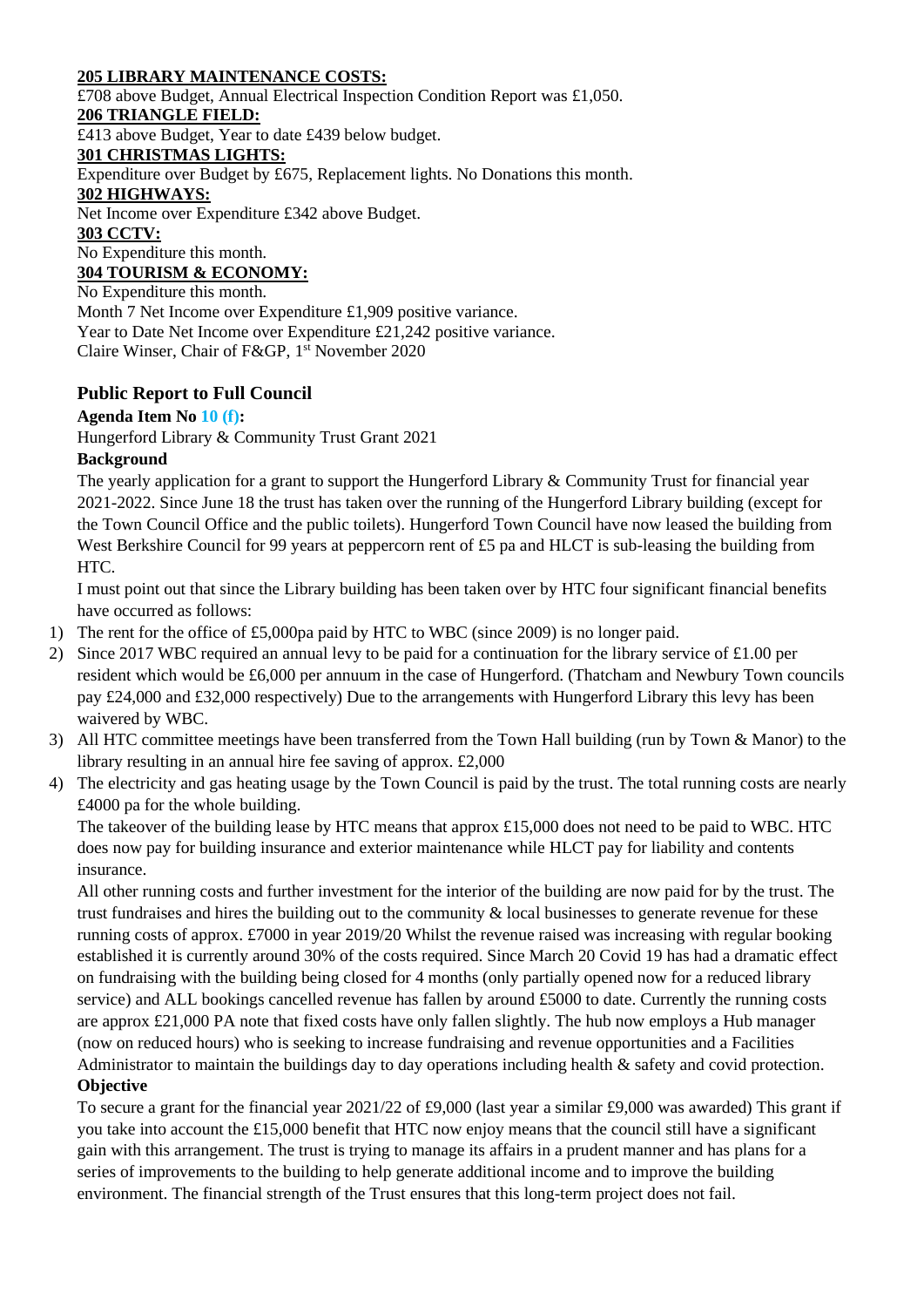**205 LIBRARY MAINTENANCE COSTS:**

£708 above Budget, Annual Electrical Inspection Condition Report was £1,050.

**206 TRIANGLE FIELD:**

£413 above Budget, Year to date £439 below budget.

**301 CHRISTMAS LIGHTS:**

Expenditure over Budget by £675, Replacement lights. No Donations this month.

**302 HIGHWAYS:**

Net Income over Expenditure £342 above Budget.

**303 CCTV:**

No Expenditure this month.

**304 TOURISM & ECONOMY:**

No Expenditure this month.

Month 7 Net Income over Expenditure £1,909 positive variance.

Year to Date Net Income over Expenditure £21,242 positive variance.

Claire Winser, Chair of F&GP, 1st November 2020

## Public Report to Full Council

**Agenda Item No 10 (f):**

Hungerford Library & Community Trust Grant 2021

**Background**

The yearly application for a grant to support the Hungerford Library & Community Trust for financial year 2021-2022. Since June 18 the trust has taken over the running of the Hungerford Library building (except for the Town Council Office and the public toilets). Hungerford Town Council have now leased the building from West Berkshire Council for 99 years at peppercorn rent of £5 pa and HLCT is sub-leasing the building from HTC.

I must point out that since the Library building has been taken over by HTC four significant financial benefits have occurred as follows:

1) The rent for the office of £5,000pa paid by HTC to WBC (since 2009) is no longer paid.
2) Since 2017 WBC required an annual levy to be paid for a continuation for the library service of £1.00 per resident which would be £6,000 per annuum in the case of Hungerford. (Thatcham and Newbury Town councils pay £24,000 and £32,000 respectively) Due to the arrangements with Hungerford Library this levy has been waivered by WBC.
3) All HTC committee meetings have been transferred from the Town Hall building (run by Town & Manor) to the library resulting in an annual hire fee saving of approx. £2,000
4) The electricity and gas heating usage by the Town Council is paid by the trust. The total running costs are nearly £4000 pa for the whole building.

The takeover of the building lease by HTC means that approx £15,000 does not need to be paid to WBC. HTC does now pay for building insurance and exterior maintenance while HLCT pay for liability and contents insurance.

All other running costs and further investment for the interior of the building are now paid for by the trust. The trust fundraises and hires the building out to the community & local businesses to generate revenue for these running costs of approx. £7000 in year 2019/20 Whilst the revenue raised was increasing with regular booking established it is currently around 30% of the costs required. Since March 20 Covid 19 has had a dramatic effect on fundraising with the building being closed for 4 months (only partially opened now for a reduced library service) and ALL bookings cancelled revenue has fallen by around £5000 to date. Currently the running costs are approx £21,000 PA note that fixed costs have only fallen slightly. The hub now employs a Hub manager (now on reduced hours) who is seeking to increase fundraising and revenue opportunities and a Facilities Administrator to maintain the buildings day to day operations including health & safety and covid protection.

**Objective**

To secure a grant for the financial year 2021/22 of £9,000 (last year a similar £9,000 was awarded) This grant if you take into account the £15,000 benefit that HTC now enjoy means that the council still have a significant gain with this arrangement. The trust is trying to manage its affairs in a prudent manner and has plans for a series of improvements to the building to help generate additional income and to improve the building environment. The financial strength of the Trust ensures that this long-term project does not fail.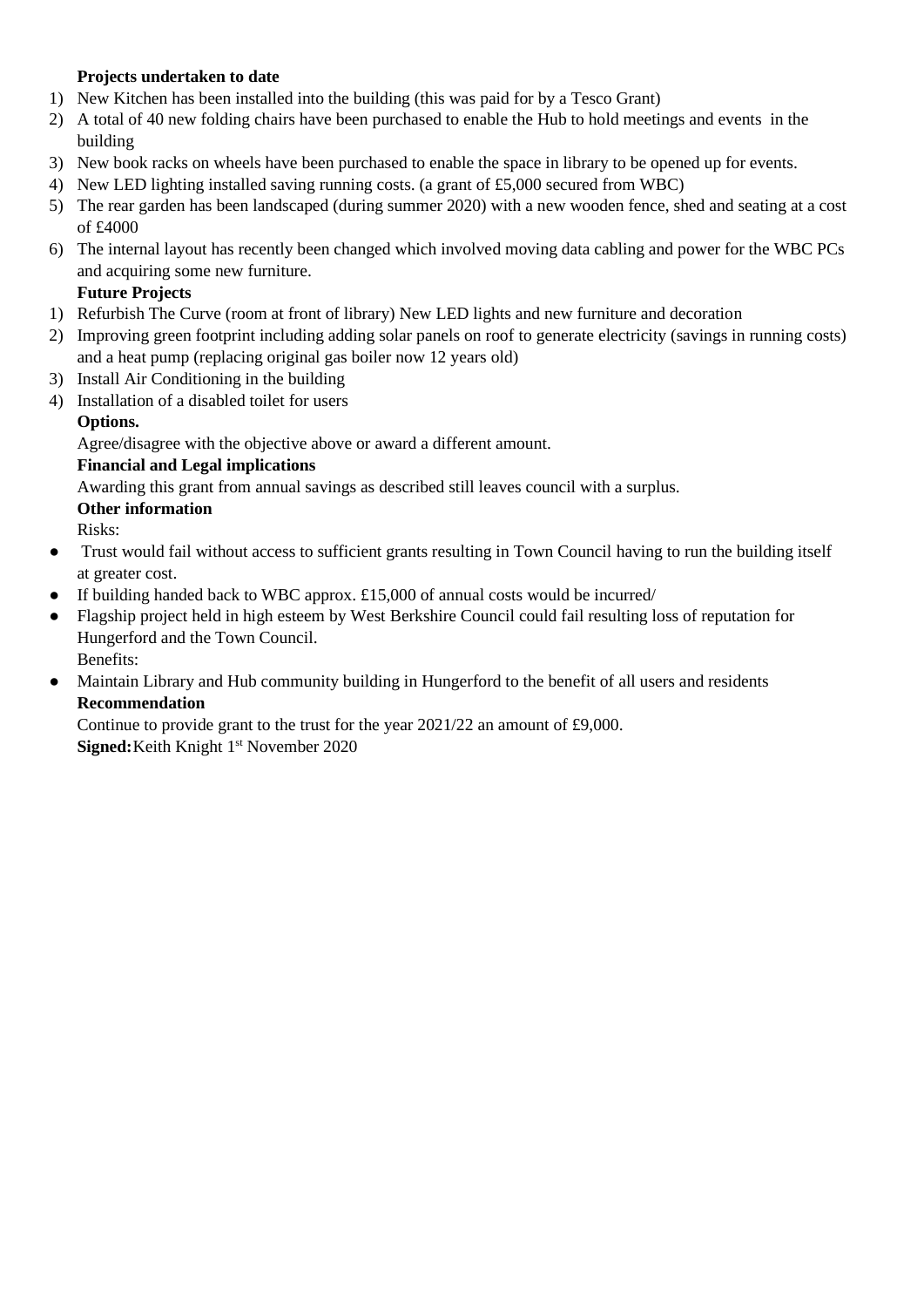**Projects undertaken to date**

1) New Kitchen has been installed into the building (this was paid for by a Tesco Grant)
2) A total of 40 new folding chairs have been purchased to enable the Hub to hold meetings and events in the building
3) New book racks on wheels have been purchased to enable the space in library to be opened up for events.
4) New LED lighting installed saving running costs. (a grant of £5,000 secured from WBC)
5) The rear garden has been landscaped (during summer 2020) with a new wooden fence, shed and seating at a cost of £4000
6) The internal layout has recently been changed which involved moving data cabling and power for the WBC PCs and acquiring some new furniture.

**Future Projects**

1) Refurbish The Curve (room at front of library) New LED lights and new furniture and decoration
2) Improving green footprint including adding solar panels on roof to generate electricity (savings in running costs) and a heat pump (replacing original gas boiler now 12 years old)
3) Install Air Conditioning in the building
4) Installation of a disabled toilet for users

**Options.**

Agree/disagree with the objective above or award a different amount.

**Financial and Legal implications**

Awarding this grant from annual savings as described still leaves council with a surplus.

**Other information**

Risks:

- Trust would fail without access to sufficient grants resulting in Town Council having to run the building itself at greater cost.
- If building handed back to WBC approx. £15,000 of annual costs would be incurred/
- Flagship project held in high esteem by West Berkshire Council could fail resulting loss of reputation for Hungerford and the Town Council.

Benefits:

- Maintain Library and Hub community building in Hungerford to the benefit of all users and residents

**Recommendation**

Continue to provide grant to the trust for the year 2021/22 an amount of £9,000.

**Signed:** Keith Knight 1st November 2020